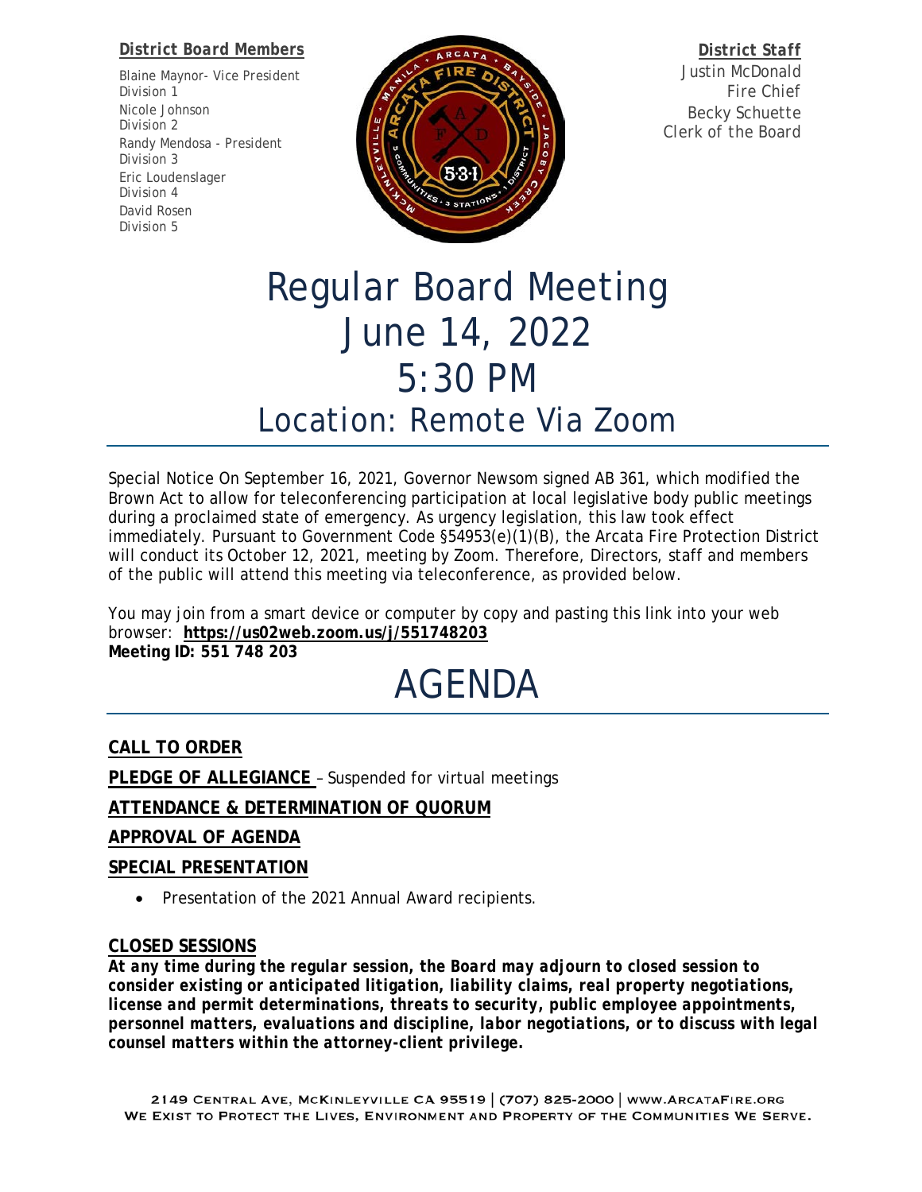***District Board Members***

Blaine Maynor- Vice President
Division 1
Nicole Johnson
Division 2
Randy Mendosa - President
Division 3
Eric Loudenslager
Division 4
David Rosen
Division 5

***District Staff***

Justin McDonald
Fire Chief
Becky Schuette
Clerk of the Board

# Regular Board Meeting
# June 14, 2022
# 5:30 PM
## Location: Remote Via Zoom

Special Notice On September 16, 2021, Governor Newsom signed AB 361, which modified the Brown Act to allow for teleconferencing participation at local legislative body public meetings during a proclaimed state of emergency. As urgency legislation, this law took effect immediately. Pursuant to Government Code §54953(e)(1)(B), the Arcata Fire Protection District will conduct its October 12, 2021, meeting by Zoom. Therefore, Directors, staff and members of the public will attend this meeting via teleconference, as provided below.

You may join from a smart device or computer by copy and pasting this link into your web browser: **https://us02web.zoom.us/j/551748203**
**Meeting ID: 551 748 203**

# AGENDA

**CALL TO ORDER**

**PLEDGE OF ALLEGIANCE** – Suspended for virtual meetings

**ATTENDANCE & DETERMINATION OF QUORUM**

**APPROVAL OF AGENDA**

**SPECIAL PRESENTATION**

- Presentation of the 2021 Annual Award recipients.

**CLOSED SESSIONS**

***At any time during the regular session, the Board may adjourn to closed session to consider existing or anticipated litigation, liability claims, real property negotiations, license and permit determinations, threats to security, public employee appointments, personnel matters, evaluations and discipline, labor negotiations, or to discuss with legal counsel matters within the attorney-client privilege.***

2149 Central Ave, McKinleyville CA 95519 | (707) 825-2000 | www.ArcataFire.org
We Exist to Protect the Lives, Environment and Property of the Communities We Serve.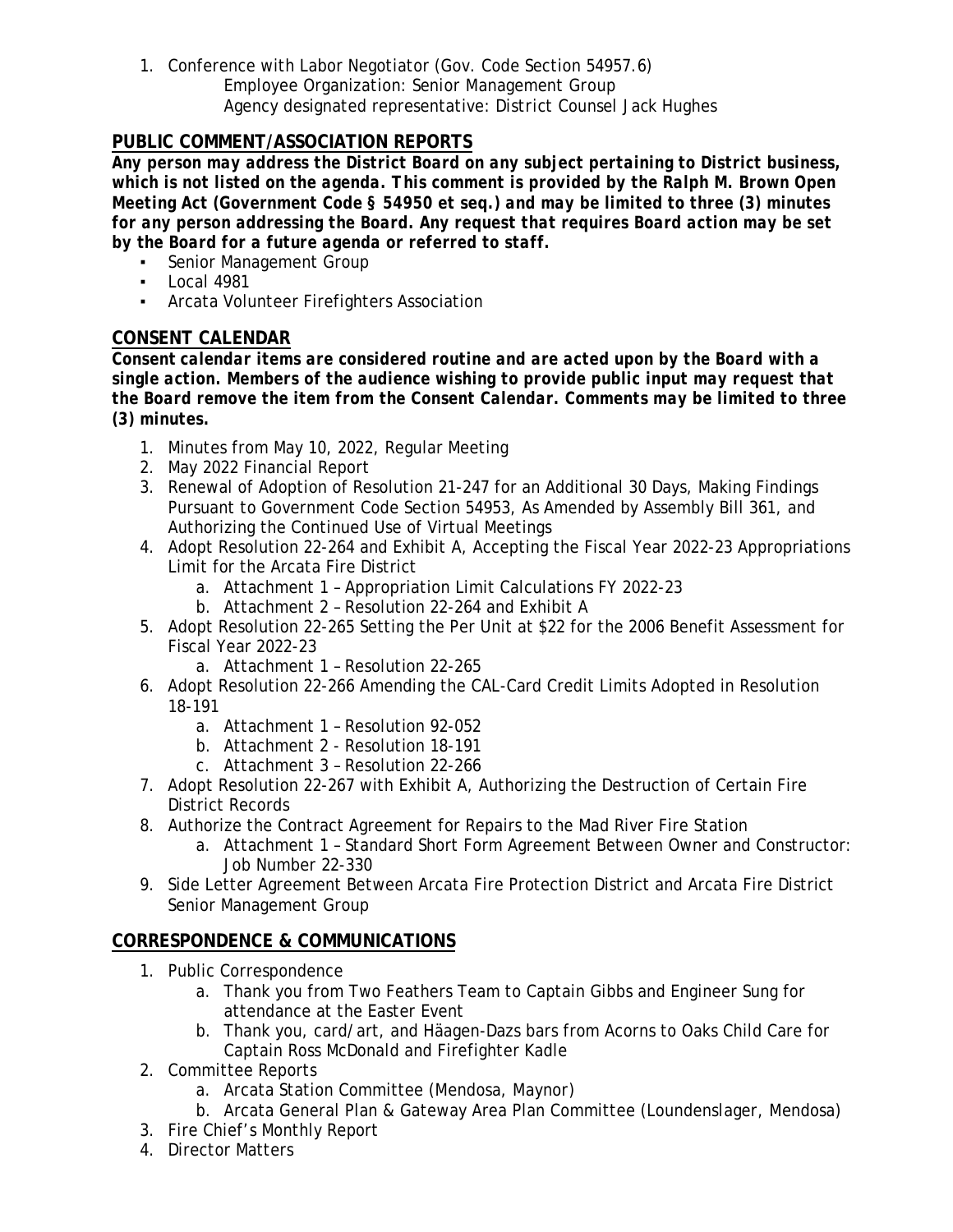1. Conference with Labor Negotiator (Gov. Code Section 54957.6)
   Employee Organization: Senior Management Group
   Agency designated representative: District Counsel Jack Hughes

## PUBLIC COMMENT/ASSOCIATION REPORTS

***Any person may address the District Board on any subject pertaining to District business, which is not listed on the agenda. This comment is provided by the Ralph M. Brown Open Meeting Act (Government Code § 54950 et seq.) and may be limited to three (3) minutes for any person addressing the Board. Any request that requires Board action may be set by the Board for a future agenda or referred to staff.***

- Senior Management Group
- Local 4981
- Arcata Volunteer Firefighters Association

## CONSENT CALENDAR

***Consent calendar items are considered routine and are acted upon by the Board with a single action. Members of the audience wishing to provide public input may request that the Board remove the item from the Consent Calendar. Comments may be limited to three (3) minutes.***

1. Minutes from May 10, 2022, Regular Meeting
2. May 2022 Financial Report
3. Renewal of Adoption of Resolution 21-247 for an Additional 30 Days, Making Findings Pursuant to Government Code Section 54953, As Amended by Assembly Bill 361, and Authorizing the Continued Use of Virtual Meetings
4. Adopt Resolution 22-264 and Exhibit A, Accepting the Fiscal Year 2022-23 Appropriations Limit for the Arcata Fire District
   a. Attachment 1 – Appropriation Limit Calculations FY 2022-23
   b. Attachment 2 – Resolution 22-264 and Exhibit A
5. Adopt Resolution 22-265 Setting the Per Unit at $22 for the 2006 Benefit Assessment for Fiscal Year 2022-23
   a. Attachment 1 – Resolution 22-265
6. Adopt Resolution 22-266 Amending the CAL-Card Credit Limits Adopted in Resolution 18-191
   a. Attachment 1 – Resolution 92-052
   b. Attachment 2 - Resolution 18-191
   c. Attachment 3 – Resolution 22-266
7. Adopt Resolution 22-267 with Exhibit A, Authorizing the Destruction of Certain Fire District Records
8. Authorize the Contract Agreement for Repairs to the Mad River Fire Station
   a. Attachment 1 – Standard Short Form Agreement Between Owner and Constructor: Job Number 22-330
9. Side Letter Agreement Between Arcata Fire Protection District and Arcata Fire District Senior Management Group

## CORRESPONDENCE & COMMUNICATIONS

1. Public Correspondence
   a. Thank you from Two Feathers Team to Captain Gibbs and Engineer Sung for attendance at the Easter Event
   b. Thank you, card/art, and Häagen-Dazs bars from Acorns to Oaks Child Care for Captain Ross McDonald and Firefighter Kadle
2. Committee Reports
   a. Arcata Station Committee (Mendosa, Maynor)
   b. Arcata General Plan & Gateway Area Plan Committee (Loundenslager, Mendosa)
3. Fire Chief's Monthly Report
4. Director Matters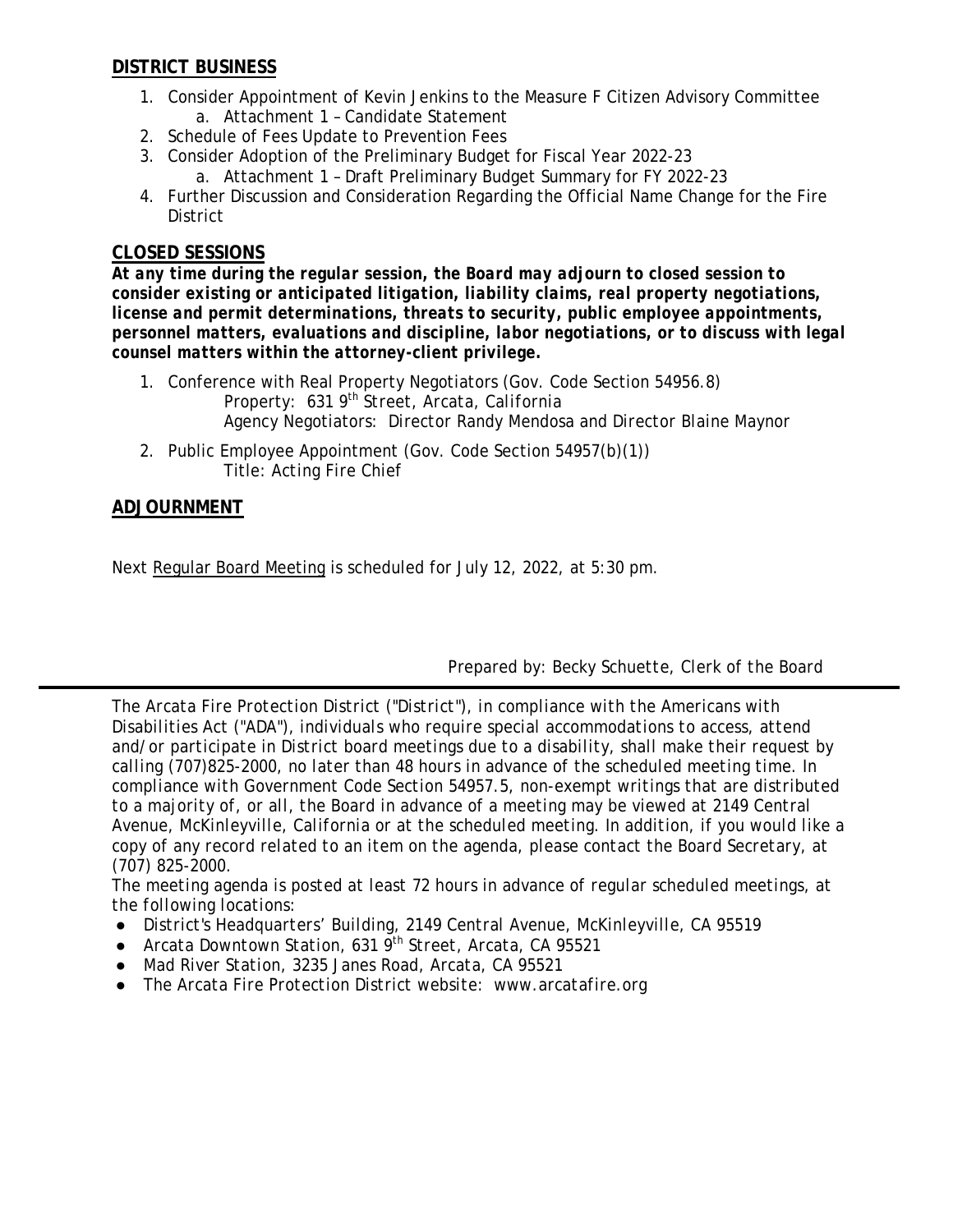## DISTRICT BUSINESS

1. Consider Appointment of Kevin Jenkins to the Measure F Citizen Advisory Committee
   a. Attachment 1 – Candidate Statement
2. Schedule of Fees Update to Prevention Fees
3. Consider Adoption of the Preliminary Budget for Fiscal Year 2022-23
   a. Attachment 1 – Draft Preliminary Budget Summary for FY 2022-23
4. Further Discussion and Consideration Regarding the Official Name Change for the Fire District

## CLOSED SESSIONS

***At any time during the regular session, the Board may adjourn to closed session to consider existing or anticipated litigation, liability claims, real property negotiations, license and permit determinations, threats to security, public employee appointments, personnel matters, evaluations and discipline, labor negotiations, or to discuss with legal counsel matters within the attorney-client privilege.***

1. Conference with Real Property Negotiators (Gov. Code Section 54956.8)
   Property: 631 9th Street, Arcata, California
   Agency Negotiators: Director Randy Mendosa and Director Blaine Maynor
2. Public Employee Appointment (Gov. Code Section 54957(b)(1))
   Title: Acting Fire Chief

## ADJOURNMENT

Next Regular Board Meeting is scheduled for July 12, 2022, at 5:30 pm.

*Prepared by: Becky Schuette, Clerk of the Board*

---

*The Arcata Fire Protection District ("District"), in compliance with the Americans with Disabilities Act ("ADA"), individuals who require special accommodations to access, attend and/or participate in District board meetings due to a disability, shall make their request by calling (707)825-2000, no later than 48 hours in advance of the scheduled meeting time. In compliance with Government Code Section 54957.5, non-exempt writings that are distributed to a majority of, or all, the Board in advance of a meeting may be viewed at 2149 Central Avenue, McKinleyville, California or at the scheduled meeting. In addition, if you would like a copy of any record related to an item on the agenda, please contact the Board Secretary, at (707) 825-2000.*

*The meeting agenda is posted at least 72 hours in advance of regular scheduled meetings, at the following locations:*

- *District's Headquarters' Building, 2149 Central Avenue, McKinleyville, CA 95519*
- *Arcata Downtown Station, 631 9th Street, Arcata, CA 95521*
- *Mad River Station, 3235 Janes Road, Arcata, CA 95521*
- *The Arcata Fire Protection District website: www.arcatafire.org*